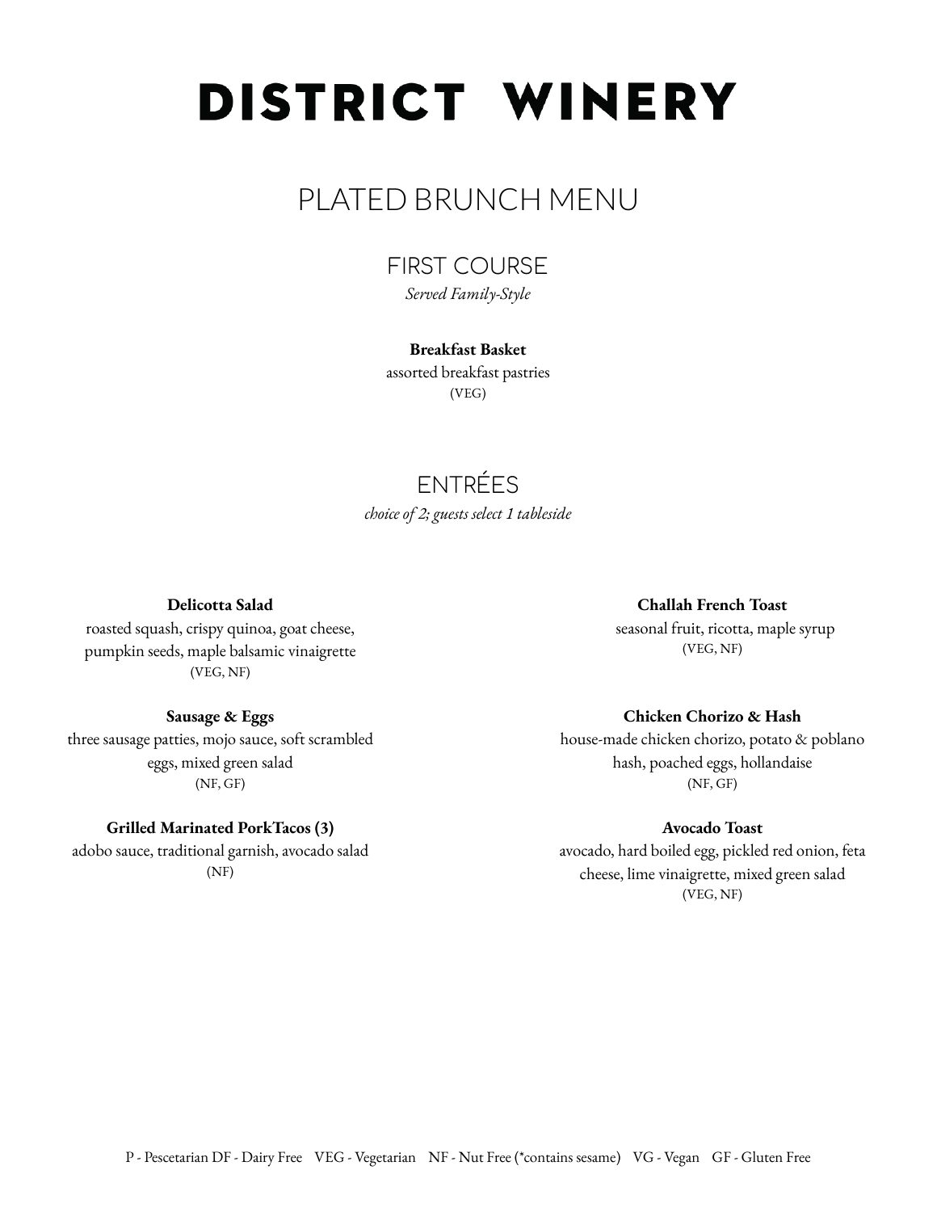# DISTRICT WINERY

## PLATED BRUNCH MENU

### FIRST COURSE

*Served Family-Style*

**Breakfast Basket**
assorted breakfast pastries
(VEG)

### ENTRÉES

*choice of 2; guests select 1 tableside*

**Delicotta Salad**
roasted squash, crispy quinoa, goat cheese, pumpkin seeds, maple balsamic vinaigrette
(VEG, NF)

**Sausage & Eggs**
three sausage patties, mojo sauce, soft scrambled eggs, mixed green salad
(NF, GF)

**Grilled Marinated PorkTacos (3)**
adobo sauce, traditional garnish, avocado salad
(NF)

**Challah French Toast**
seasonal fruit, ricotta, maple syrup
(VEG, NF)

**Chicken Chorizo & Hash**
house-made chicken chorizo, potato & poblano hash, poached eggs, hollandaise
(NF, GF)

**Avocado Toast**
avocado, hard boiled egg, pickled red onion, feta cheese, lime vinaigrette, mixed green salad
(VEG, NF)

P - Pescetarian DF - Dairy Free VEG - Vegetarian NF - Nut Free (*contains sesame) VG - Vegan GF - Gluten Free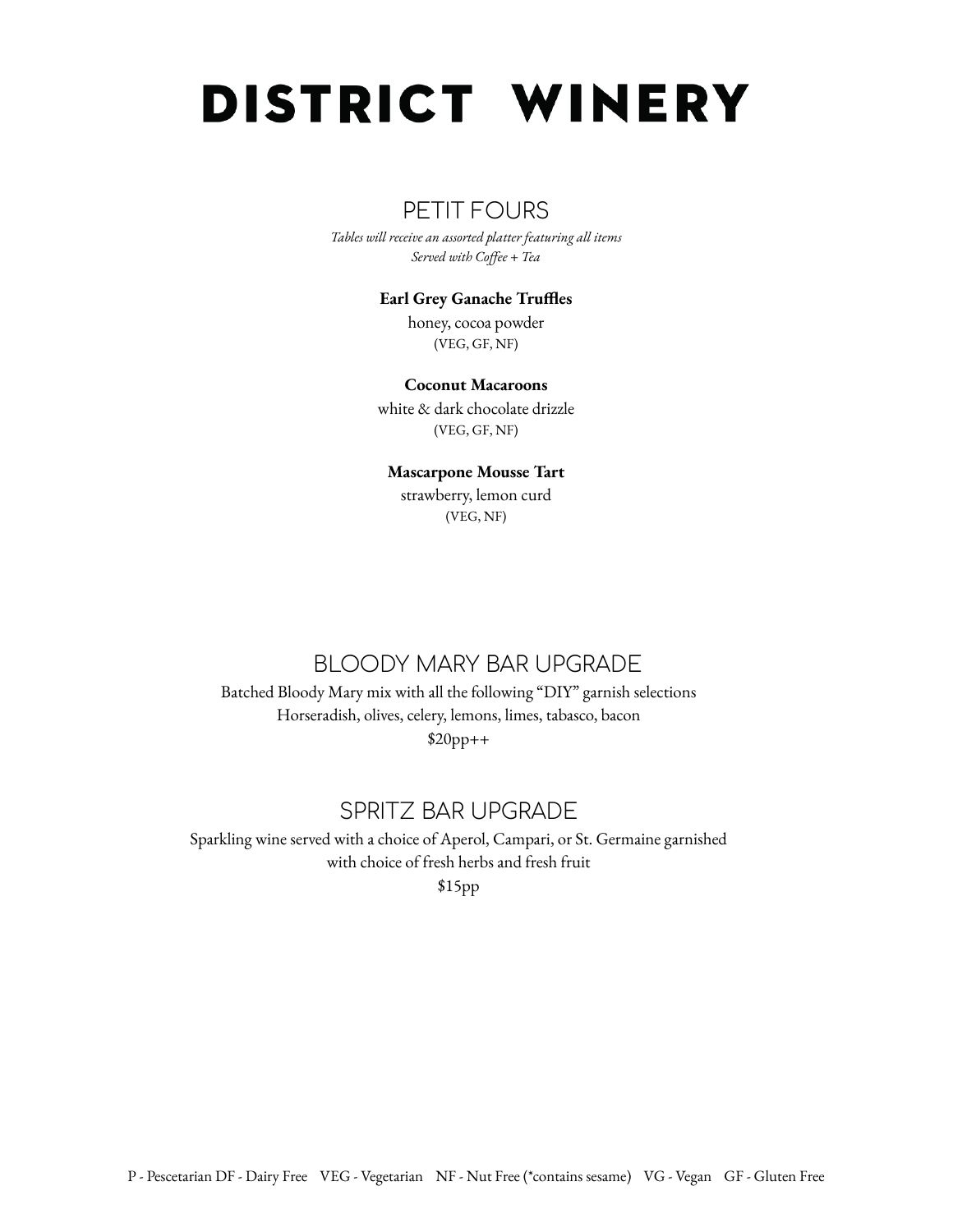# DISTRICT WINERY

## PETIT FOURS

*Tables will receive an assorted platter featuring all items*
*Served with Coffee + Tea*

**Earl Grey Ganache Truffles**
honey, cocoa powder
(VEG, GF, NF)

**Coconut Macaroons**
white & dark chocolate drizzle
(VEG, GF, NF)

**Mascarpone Mousse Tart**
strawberry, lemon curd
(VEG, NF)

## BLOODY MARY BAR UPGRADE

Batched Bloody Mary mix with all the following "DIY" garnish selections
Horseradish, olives, celery, lemons, limes, tabasco, bacon
$20pp++

## SPRITZ BAR UPGRADE

Sparkling wine served with a choice of Aperol, Campari, or St. Germaine garnished with choice of fresh herbs and fresh fruit
$15pp

P - Pescetarian DF - Dairy Free VEG - Vegetarian NF - Nut Free (*contains sesame) VG - Vegan GF - Gluten Free